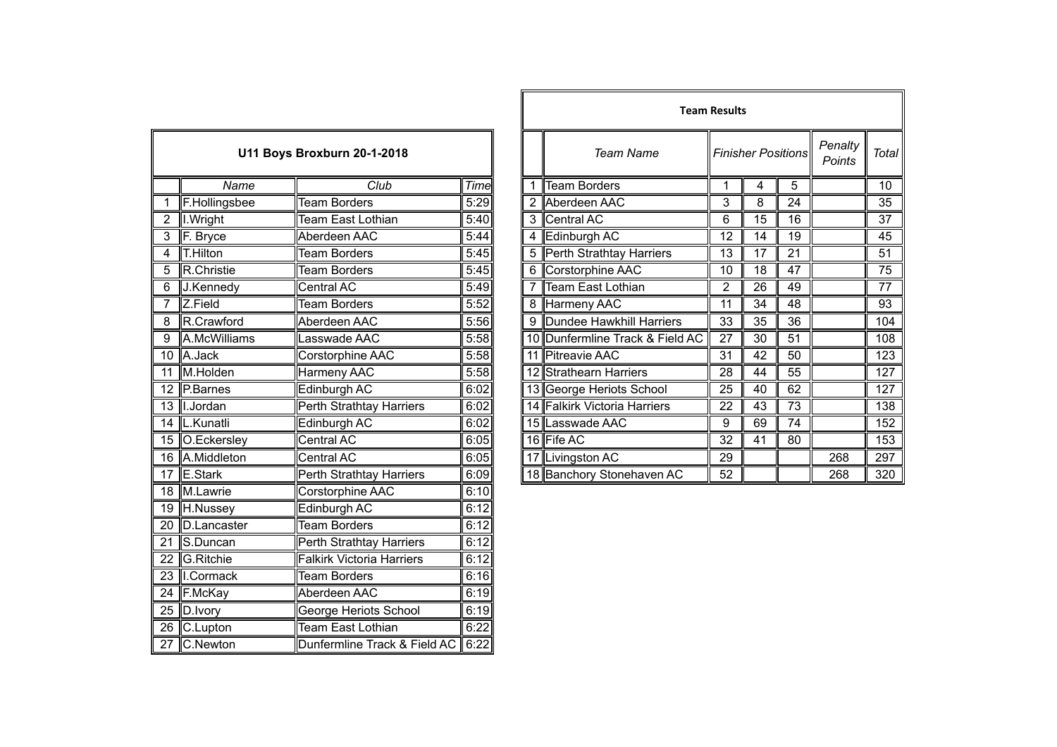## U11 Boys Broxburn 20-1-2018

| | Name | Club | Time |
|---|---|---|---|
| 1 | F.Hollingsbee | Team Borders | 5:29 |
| 2 | I.Wright | Team East Lothian | 5:40 |
| 3 | F. Bryce | Aberdeen AAC | 5:44 |
| 4 | T.Hilton | Team Borders | 5:45 |
| 5 | R.Christie | Team Borders | 5:45 |
| 6 | J.Kennedy | Central AC | 5:49 |
| 7 | Z.Field | Team Borders | 5:52 |
| 8 | R.Crawford | Aberdeen AAC | 5:56 |
| 9 | A.McWilliams | Lasswade AAC | 5:58 |
| 10 | A.Jack | Corstorphine AAC | 5:58 |
| 11 | M.Holden | Harmeny AAC | 5:58 |
| 12 | P.Barnes | Edinburgh AC | 6:02 |
| 13 | I.Jordan | Perth Strathtay Harriers | 6:02 |
| 14 | L.Kunatli | Edinburgh AC | 6:02 |
| 15 | O.Eckersley | Central AC | 6:05 |
| 16 | A.Middleton | Central AC | 6:05 |
| 17 | E.Stark | Perth Strathtay Harriers | 6:09 |
| 18 | M.Lawrie | Corstorphine AAC | 6:10 |
| 19 | H.Nussey | Edinburgh AC | 6:12 |
| 20 | D.Lancaster | Team Borders | 6:12 |
| 21 | S.Duncan | Perth Strathtay Harriers | 6:12 |
| 22 | G.Ritchie | Falkirk Victoria Harriers | 6:12 |
| 23 | I.Cormack | Team Borders | 6:16 |
| 24 | F.McKay | Aberdeen AAC | 6:19 |
| 25 | D.Ivory | George Heriots School | 6:19 |
| 26 | C.Lupton | Team East Lothian | 6:22 |
| 27 | C.Newton | Dunfermline Track & Field AC | 6:22 |

## Team Results

| | Team Name | Finisher Positions | | | Penalty Points | Total |
|---|---|---|---|---|---|---|
| 1 | Team Borders | 1 | 4 | 5 | | 10 |
| 2 | Aberdeen AAC | 3 | 8 | 24 | | 35 |
| 3 | Central AC | 6 | 15 | 16 | | 37 |
| 4 | Edinburgh AC | 12 | 14 | 19 | | 45 |
| 5 | Perth Strathtay Harriers | 13 | 17 | 21 | | 51 |
| 6 | Corstorphine AAC | 10 | 18 | 47 | | 75 |
| 7 | Team East Lothian | 2 | 26 | 49 | | 77 |
| 8 | Harmeny AAC | 11 | 34 | 48 | | 93 |
| 9 | Dundee Hawkhill Harriers | 33 | 35 | 36 | | 104 |
| 10 | Dunfermline Track & Field AC | 27 | 30 | 51 | | 108 |
| 11 | Pitreavie AAC | 31 | 42 | 50 | | 123 |
| 12 | Strathearn Harriers | 28 | 44 | 55 | | 127 |
| 13 | George Heriots School | 25 | 40 | 62 | | 127 |
| 14 | Falkirk Victoria Harriers | 22 | 43 | 73 | | 138 |
| 15 | Lasswade AAC | 9 | 69 | 74 | | 152 |
| 16 | Fife AC | 32 | 41 | 80 | | 153 |
| 17 | Livingston AC | 29 | | | 268 | 297 |
| 18 | Banchory Stonehaven AC | 52 | | | 268 | 320 |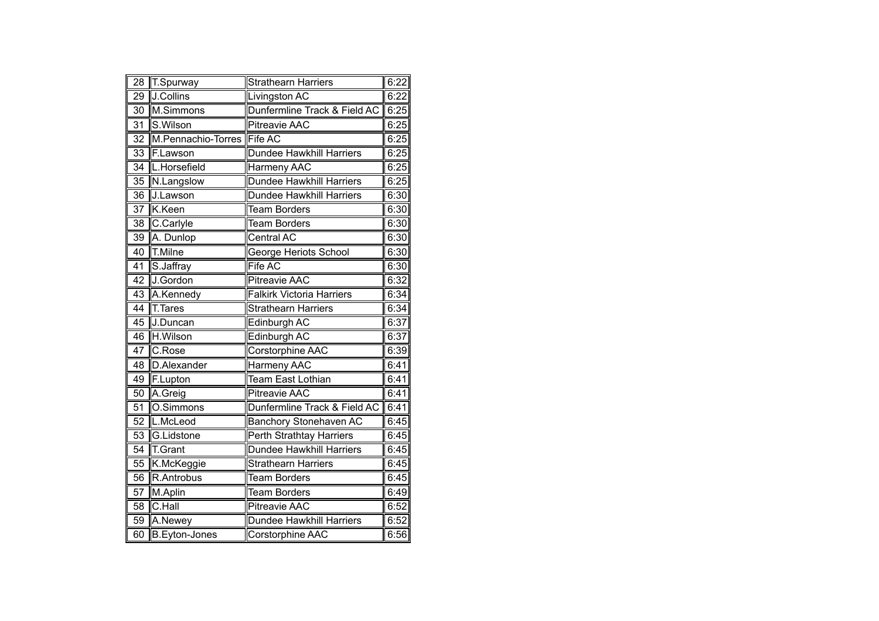| 28 | T.Spurway | Strathearn Harriers | 6:22 |
|---|---|---|---|
| 29 | J.Collins | Livingston AC | 6:22 |
| 30 | M.Simmons | Dunfermline Track & Field AC | 6:25 |
| 31 | S.Wilson | Pitreavie AAC | 6:25 |
| 32 | M.Pennachio-Torres | Fife AC | 6:25 |
| 33 | F.Lawson | Dundee Hawkhill Harriers | 6:25 |
| 34 | L.Horsefield | Harmeny AAC | 6:25 |
| 35 | N.Langslow | Dundee Hawkhill Harriers | 6:25 |
| 36 | J.Lawson | Dundee Hawkhill Harriers | 6:30 |
| 37 | K.Keen | Team Borders | 6:30 |
| 38 | C.Carlyle | Team Borders | 6:30 |
| 39 | A. Dunlop | Central AC | 6:30 |
| 40 | T.Milne | George Heriots School | 6:30 |
| 41 | S.Jaffray | Fife AC | 6:30 |
| 42 | J.Gordon | Pitreavie AAC | 6:32 |
| 43 | A.Kennedy | Falkirk Victoria Harriers | 6:34 |
| 44 | T.Tares | Strathearn Harriers | 6:34 |
| 45 | J.Duncan | Edinburgh AC | 6:37 |
| 46 | H.Wilson | Edinburgh AC | 6:37 |
| 47 | C.Rose | Corstorphine AAC | 6:39 |
| 48 | D.Alexander | Harmeny AAC | 6:41 |
| 49 | F.Lupton | Team East Lothian | 6:41 |
| 50 | A.Greig | Pitreavie AAC | 6:41 |
| 51 | O.Simmons | Dunfermline Track & Field AC | 6:41 |
| 52 | L.McLeod | Banchory Stonehaven AC | 6:45 |
| 53 | G.Lidstone | Perth Strathtay Harriers | 6:45 |
| 54 | T.Grant | Dundee Hawkhill Harriers | 6:45 |
| 55 | K.McKeggie | Strathearn Harriers | 6:45 |
| 56 | R.Antrobus | Team Borders | 6:45 |
| 57 | M.Aplin | Team Borders | 6:49 |
| 58 | C.Hall | Pitreavie AAC | 6:52 |
| 59 | A.Newey | Dundee Hawkhill Harriers | 6:52 |
| 60 | B.Eyton-Jones | Corstorphine AAC | 6:56 |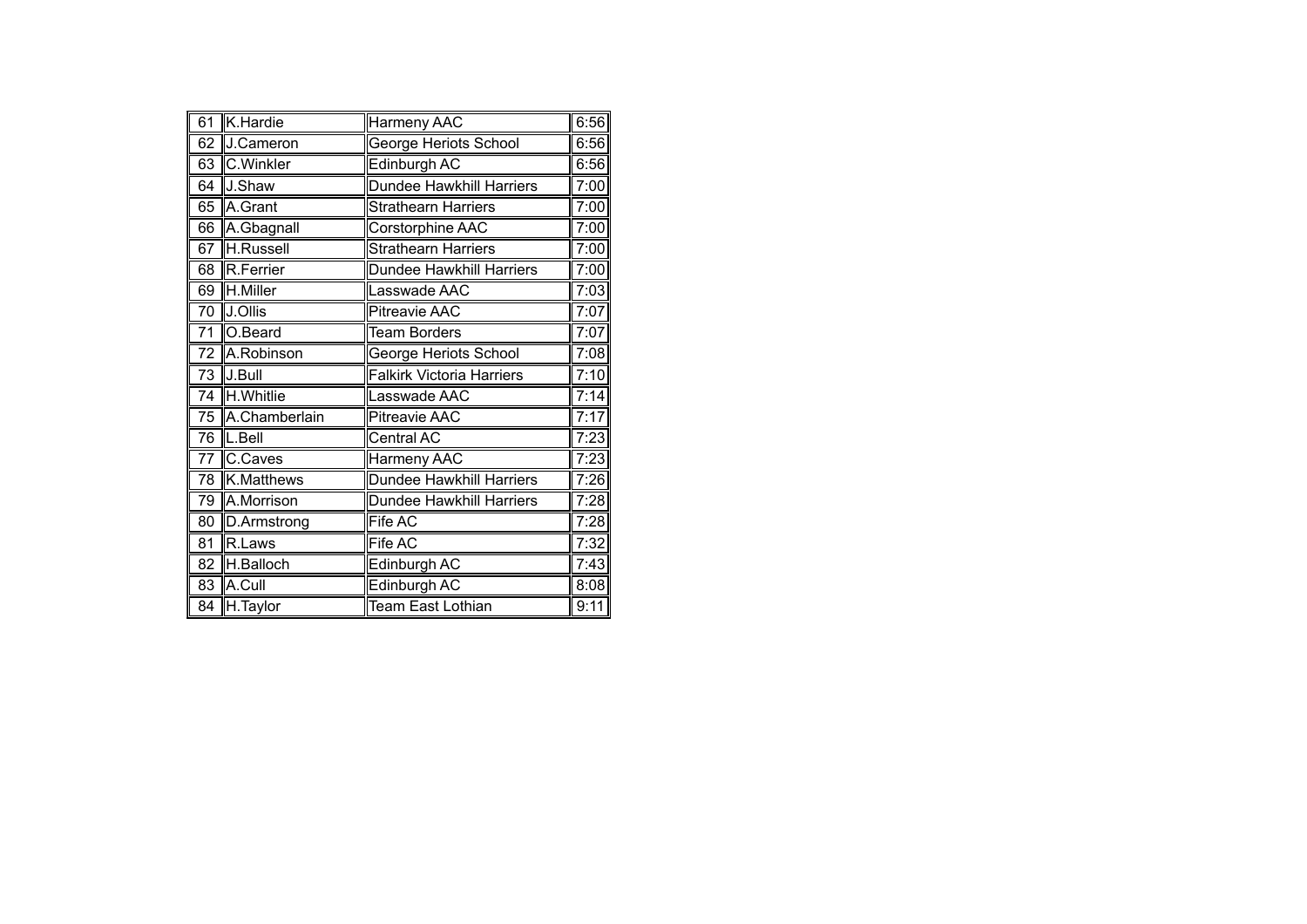| | | | |
|---|---|---|---|
| 61 | K.Hardie | Harmeny AAC | 6:56 |
| 62 | J.Cameron | George Heriots School | 6:56 |
| 63 | C.Winkler | Edinburgh AC | 6:56 |
| 64 | J.Shaw | Dundee Hawkhill Harriers | 7:00 |
| 65 | A.Grant | Strathearn Harriers | 7:00 |
| 66 | A.Gbagnall | Corstorphine AAC | 7:00 |
| 67 | H.Russell | Strathearn Harriers | 7:00 |
| 68 | R.Ferrier | Dundee Hawkhill Harriers | 7:00 |
| 69 | H.Miller | Lasswade AAC | 7:03 |
| 70 | J.Ollis | Pitreavie AAC | 7:07 |
| 71 | O.Beard | Team Borders | 7:07 |
| 72 | A.Robinson | George Heriots School | 7:08 |
| 73 | J.Bull | Falkirk Victoria Harriers | 7:10 |
| 74 | H.Whitlie | Lasswade AAC | 7:14 |
| 75 | A.Chamberlain | Pitreavie AAC | 7:17 |
| 76 | L.Bell | Central AC | 7:23 |
| 77 | C.Caves | Harmeny AAC | 7:23 |
| 78 | K.Matthews | Dundee Hawkhill Harriers | 7:26 |
| 79 | A.Morrison | Dundee Hawkhill Harriers | 7:28 |
| 80 | D.Armstrong | Fife AC | 7:28 |
| 81 | R.Laws | Fife AC | 7:32 |
| 82 | H.Balloch | Edinburgh AC | 7:43 |
| 83 | A.Cull | Edinburgh AC | 8:08 |
| 84 | H.Taylor | Team East Lothian | 9:11 |